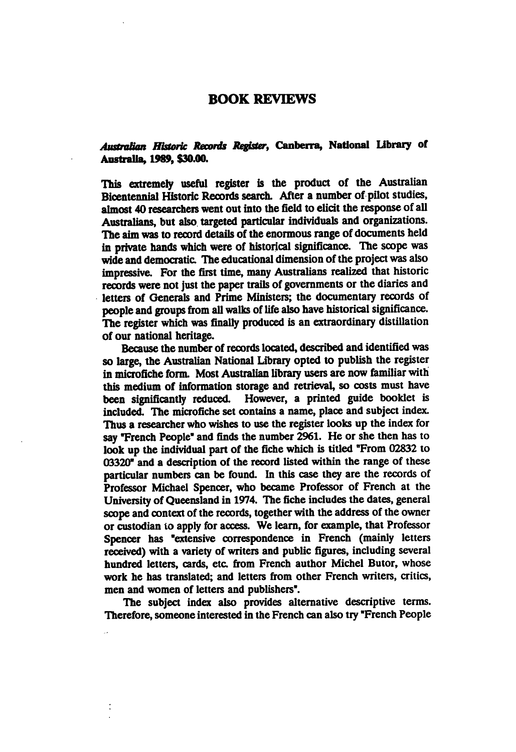# BOOK REVIEWS

***Australian Historic Records Register*, Canberra, National Library of Australia, 1989, $30.00.**

This extremely useful register is the product of the Australian Bicentennial Historic Records search. After a number of pilot studies, almost 40 researchers went out into the field to elicit the response of all Australians, but also targeted particular individuals and organizations. The aim was to record details of the enormous range of documents held in private hands which were of historical significance. The scope was wide and democratic. The educational dimension of the project was also impressive. For the first time, many Australians realized that historic records were not just the paper trails of governments or the diaries and letters of Generals and Prime Ministers; the documentary records of people and groups from all walks of life also have historical significance. The register which was finally produced is an extraordinary distillation of our national heritage.

Because the number of records located, described and identified was so large, the Australian National Library opted to publish the register in microfiche form. Most Australian library users are now familiar with this medium of information storage and retrieval, so costs must have been significantly reduced. However, a printed guide booklet is included. The microfiche set contains a name, place and subject index. Thus a researcher who wishes to use the register looks up the index for say "French People" and finds the number 2961. He or she then has to look up the individual part of the fiche which is titled "From 02832 to 03320" and a description of the record listed within the range of these particular numbers can be found. In this case they are the records of Professor Michael Spencer, who became Professor of French at the University of Queensland in 1974. The fiche includes the dates, general scope and context of the records, together with the address of the owner or custodian to apply for access. We learn, for example, that Professor Spencer has "extensive correspondence in French (mainly letters received) with a variety of writers and public figures, including several hundred letters, cards, etc. from French author Michel Butor, whose work he has translated; and letters from other French writers, critics, men and women of letters and publishers".

The subject index also provides alternative descriptive terms. Therefore, someone interested in the French can also try "French People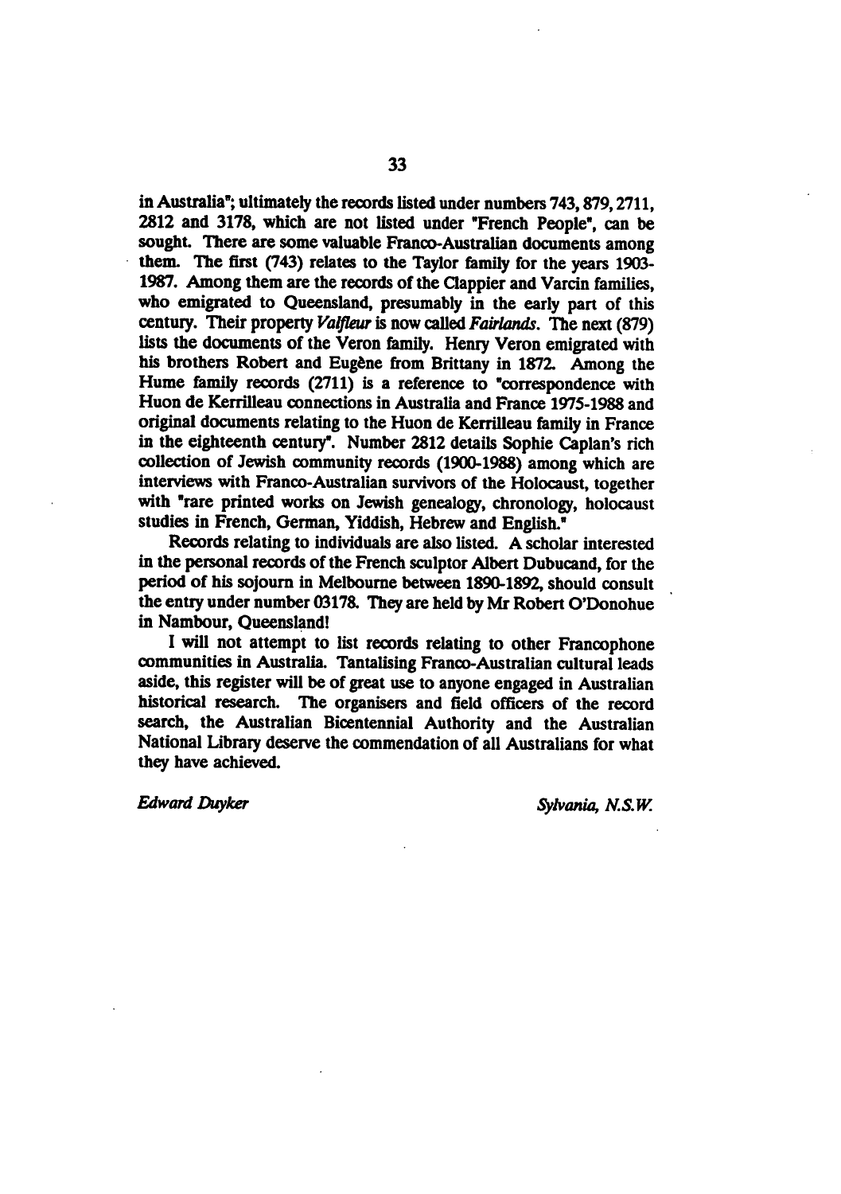in Australia"; ultimately the records listed under numbers 743, 879, 2711, 2812 and 3178, which are not listed under "French People", can be sought. There are some valuable Franco-Australian documents among them. The first (743) relates to the Taylor family for the years 1903-1987. Among them are the records of the Clappier and Varcin families, who emigrated to Queensland, presumably in the early part of this century. Their property *Valfleur* is now called *Fairlands*. The next (879) lists the documents of the Veron family. Henry Veron emigrated with his brothers Robert and Eugène from Brittany in 1872. Among the Hume family records (2711) is a reference to "correspondence with Huon de Kerrilleau connections in Australia and France 1975-1988 and original documents relating to the Huon de Kerrilleau family in France in the eighteenth century". Number 2812 details Sophie Caplan's rich collection of Jewish community records (1900-1988) among which are interviews with Franco-Australian survivors of the Holocaust, together with "rare printed works on Jewish genealogy, chronology, holocaust studies in French, German, Yiddish, Hebrew and English."

Records relating to individuals are also listed. A scholar interested in the personal records of the French sculptor Albert Dubucand, for the period of his sojourn in Melbourne between 1890-1892, should consult the entry under number 03178. They are held by Mr Robert O'Donohue in Nambour, Queensland!

I will not attempt to list records relating to other Francophone communities in Australia. Tantalising Franco-Australian cultural leads aside, this register will be of great use to anyone engaged in Australian historical research. The organisers and field officers of the record search, the Australian Bicentennial Authority and the Australian National Library deserve the commendation of all Australians for what they have achieved.

*Edward Duyker* *Sylvania, N.S.W.*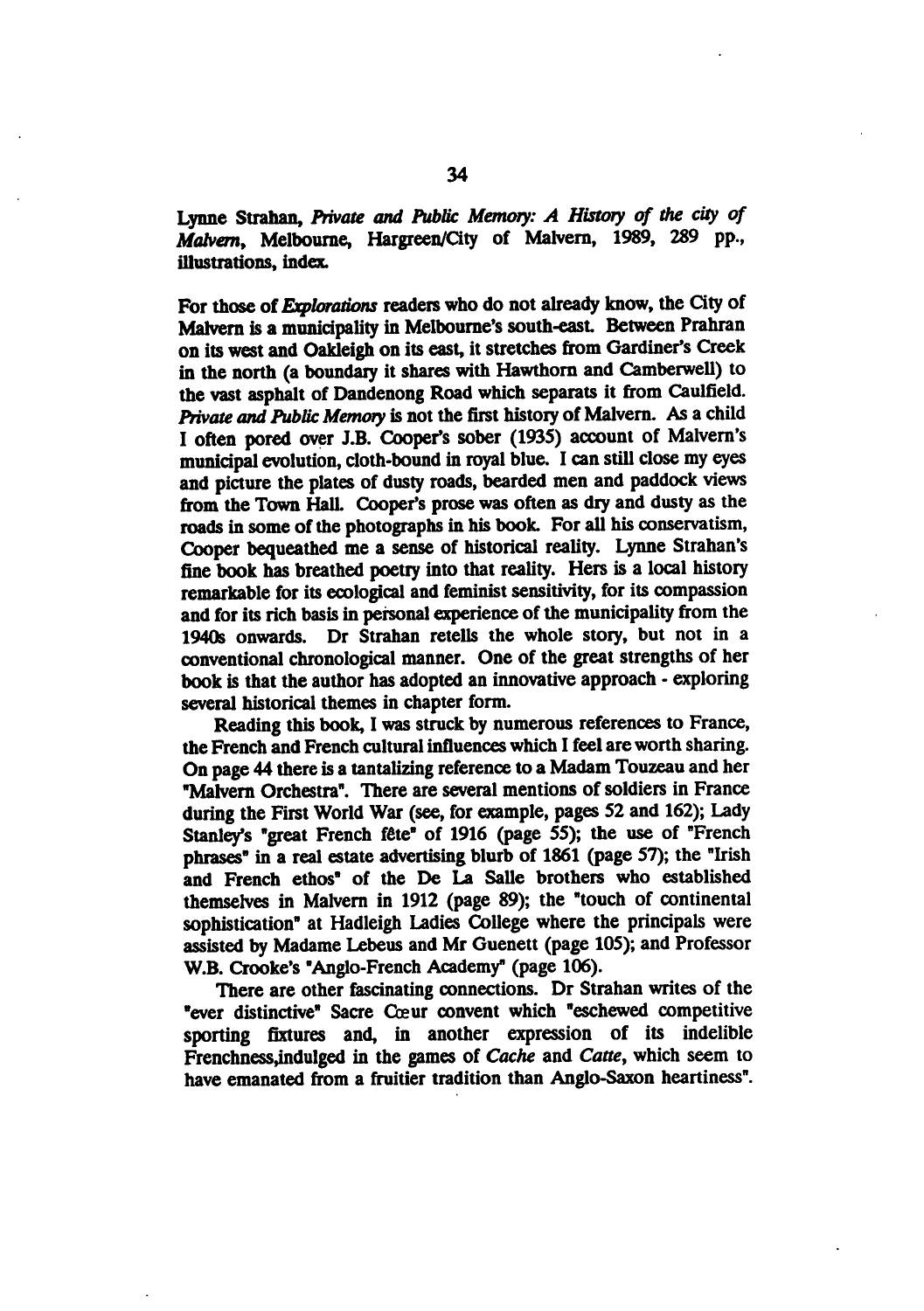Lynne Strahan, *Private and Public Memory: A History of the city of Malvern*, Melbourne, Hargreen/City of Malvern, 1989, 289 pp., illustrations, index.

For those of *Explorations* readers who do not already know, the City of Malvern is a municipality in Melbourne's south-east. Between Prahran on its west and Oakleigh on its east, it stretches from Gardiner's Creek in the north (a boundary it shares with Hawthorn and Camberwell) to the vast asphalt of Dandenong Road which separats it from Caulfield. *Private and Public Memory* is not the first history of Malvern. As a child I often pored over J.B. Cooper's sober (1935) account of Malvern's municipal evolution, cloth-bound in royal blue. I can still close my eyes and picture the plates of dusty roads, bearded men and paddock views from the Town Hall. Cooper's prose was often as dry and dusty as the roads in some of the photographs in his book. For all his conservatism, Cooper bequeathed me a sense of historical reality. Lynne Strahan's fine book has breathed poetry into that reality. Hers is a local history remarkable for its ecological and feminist sensitivity, for its compassion and for its rich basis in personal experience of the municipality from the 1940s onwards. Dr Strahan retells the whole story, but not in a conventional chronological manner. One of the great strengths of her book is that the author has adopted an innovative approach - exploring several historical themes in chapter form.

Reading this book, I was struck by numerous references to France, the French and French cultural influences which I feel are worth sharing. On page 44 there is a tantalizing reference to a Madam Touzeau and her "Malvern Orchestra". There are several mentions of soldiers in France during the First World War (see, for example, pages 52 and 162); Lady Stanley's "great French fête" of 1916 (page 55); the use of "French phrases" in a real estate advertising blurb of 1861 (page 57); the "Irish and French ethos" of the De La Salle brothers who established themselves in Malvern in 1912 (page 89); the "touch of continental sophistication" at Hadleigh Ladies College where the principals were assisted by Madame Lebeus and Mr Guenett (page 105); and Professor W.B. Crooke's "Anglo-French Academy" (page 106).

There are other fascinating connections. Dr Strahan writes of the "ever distinctive" Sacre Cœur convent which "eschewed competitive sporting fixtures and, in another expression of its indelible Frenchness,indulged in the games of *Cache* and *Catte*, which seem to have emanated from a fruitier tradition than Anglo-Saxon heartiness".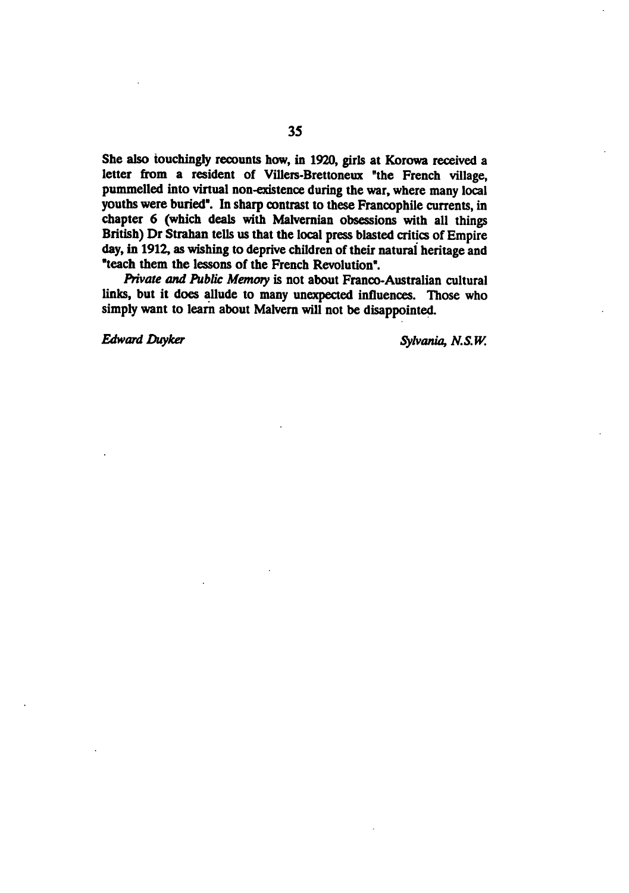She also touchingly recounts how, in 1920, girls at Korowa received a letter from a resident of Villers-Brettoneux "the French village, pummelled into virtual non-existence during the war, where many local youths were buried". In sharp contrast to these Francophile currents, in chapter 6 (which deals with Malvernian obsessions with all things British) Dr Strahan tells us that the local press blasted critics of Empire day, in 1912, as wishing to deprive children of their natural heritage and "teach them the lessons of the French Revolution".

*Private and Public Memory* is not about Franco-Australian cultural links, but it does allude to many unexpected influences. Those who simply want to learn about Malvern will not be disappointed.

*Edward Duyker* *Sylvania, N.S.W.*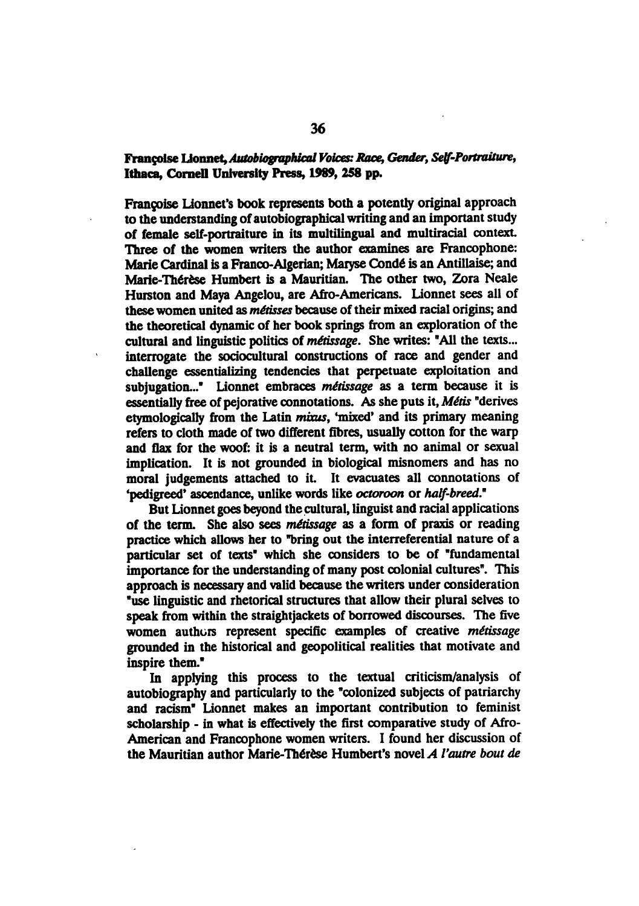**Françoise Lionnet, *Autobiographical Voices: Race, Gender, Self-Portraiture*, Ithaca, Cornell University Press, 1989, 258 pp.**

Françoise Lionnet's book represents both a potently original approach to the understanding of autobiographical writing and an important study of female self-portraiture in its multilingual and multiracial context. Three of the women writers the author examines are Francophone: Marie Cardinal is a Franco-Algerian; Maryse Condé is an Antillaise; and Marie-Thérèse Humbert is a Mauritian. The other two, Zora Neale Hurston and Maya Angelou, are Afro-Americans. Lionnet sees all of these women united as *métisses* because of their mixed racial origins; and the theoretical dynamic of her book springs from an exploration of the cultural and linguistic politics of *métissage*. She writes: "All the texts... interrogate the sociocultural constructions of race and gender and challenge essentializing tendencies that perpetuate exploitation and subjugation..." Lionnet embraces *métissage* as a term because it is essentially free of pejorative connotations. As she puts it, *Métis* "derives etymologically from the Latin *mixus*, 'mixed' and its primary meaning refers to cloth made of two different fibres, usually cotton for the warp and flax for the woof: it is a neutral term, with no animal or sexual implication. It is not grounded in biological misnomers and has no moral judgements attached to it. It evacuates all connotations of 'pedigreed' ascendance, unlike words like *octoroon* or *half-breed*."

But Lionnet goes beyond the cultural, linguist and racial applications of the term. She also sees *métissage* as a form of praxis or reading practice which allows her to "bring out the interreferential nature of a particular set of texts" which she considers to be of "fundamental importance for the understanding of many post colonial cultures". This approach is necessary and valid because the writers under consideration "use linguistic and rhetorical structures that allow their plural selves to speak from within the straightjackets of borrowed discourses. The five women authors represent specific examples of creative *métissage* grounded in the historical and geopolitical realities that motivate and inspire them."

In applying this process to the textual criticism/analysis of autobiography and particularly to the "colonized subjects of patriarchy and racism" Lionnet makes an important contribution to feminist scholarship - in what is effectively the first comparative study of Afro-American and Francophone women writers. I found her discussion of the Mauritian author Marie-Thérèse Humbert's novel *A l'autre bout de*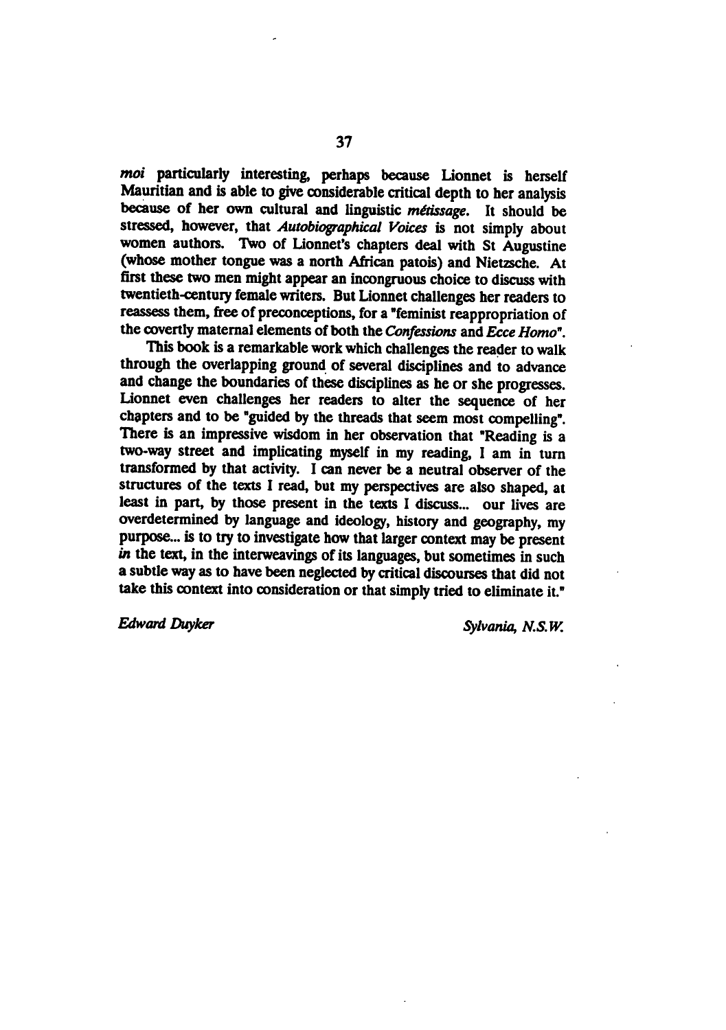*moi* particularly interesting, perhaps because Lionnet is herself Mauritian and is able to give considerable critical depth to her analysis because of her own cultural and linguistic *métissage*. It should be stressed, however, that *Autobiographical Voices* is not simply about women authors. Two of Lionnet's chapters deal with St Augustine (whose mother tongue was a north African patois) and Nietzsche. At first these two men might appear an incongruous choice to discuss with twentieth-century female writers. But Lionnet challenges her readers to reassess them, free of preconceptions, for a "feminist reappropriation of the covertly maternal elements of both the *Confessions* and *Ecce Homo*".

This book is a remarkable work which challenges the reader to walk through the overlapping ground of several disciplines and to advance and change the boundaries of these disciplines as he or she progresses. Lionnet even challenges her readers to alter the sequence of her chapters and to be "guided by the threads that seem most compelling". There is an impressive wisdom in her observation that "Reading is a two-way street and implicating myself in my reading, I am in turn transformed by that activity. I can never be a neutral observer of the structures of the texts I read, but my perspectives are also shaped, at least in part, by those present in the texts I discuss... our lives are overdetermined by language and ideology, history and geography, my purpose... is to try to investigate how that larger context may be present *in* the text, in the interweavings of its languages, but sometimes in such a subtle way as to have been neglected by critical discourses that did not take this context into consideration or that simply tried to eliminate it."

*Edward Duyker* — *Sylvania, N.S.W.*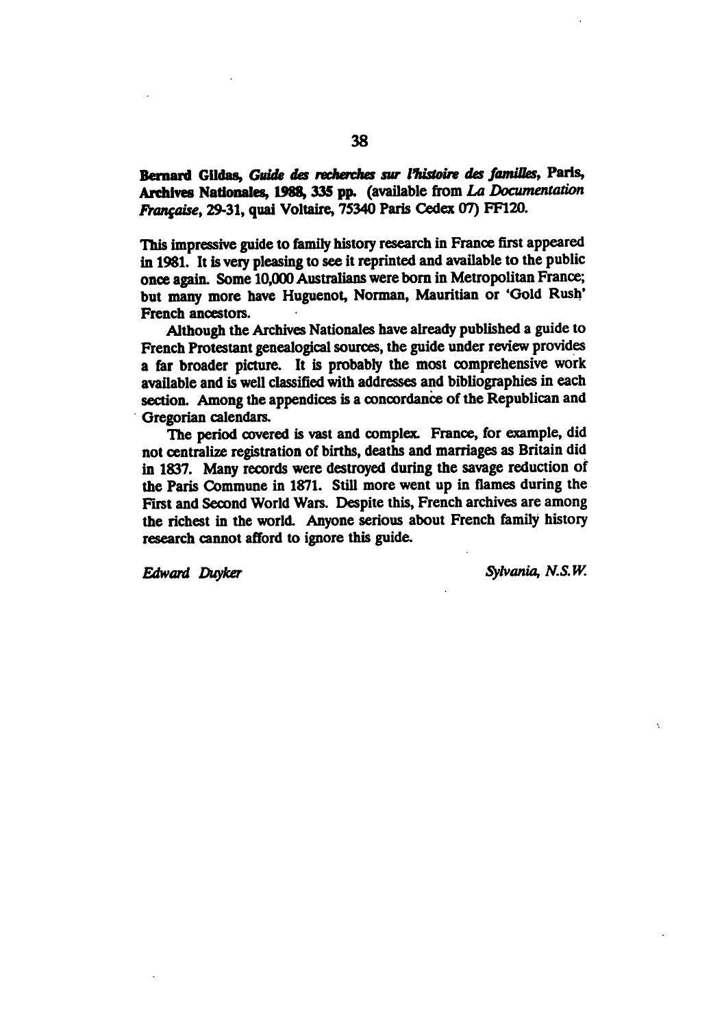**Bernard Gildas, *Guide des recherches sur l'histoire des familles*, Paris, Archives Nationales, 1988, 335 pp.** (available from *La Documentation Française*, 29-31, quai Voltaire, 75340 Paris Cedex 07) FF120.

This impressive guide to family history research in France first appeared in 1981. It is very pleasing to see it reprinted and available to the public once again. Some 10,000 Australians were born in Metropolitan France; but many more have Huguenot, Norman, Mauritian or 'Gold Rush' French ancestors.

Although the Archives Nationales have already published a guide to French Protestant genealogical sources, the guide under review provides a far broader picture. It is probably the most comprehensive work available and is well classified with addresses and bibliographies in each section. Among the appendices is a concordance of the Republican and Gregorian calendars.

The period covered is vast and complex. France, for example, did not centralize registration of births, deaths and marriages as Britain did in 1837. Many records were destroyed during the savage reduction of the Paris Commune in 1871. Still more went up in flames during the First and Second World Wars. Despite this, French archives are among the richest in the world. Anyone serious about French family history research cannot afford to ignore this guide.

*Edward Duyker* — *Sylvania, N.S.W.*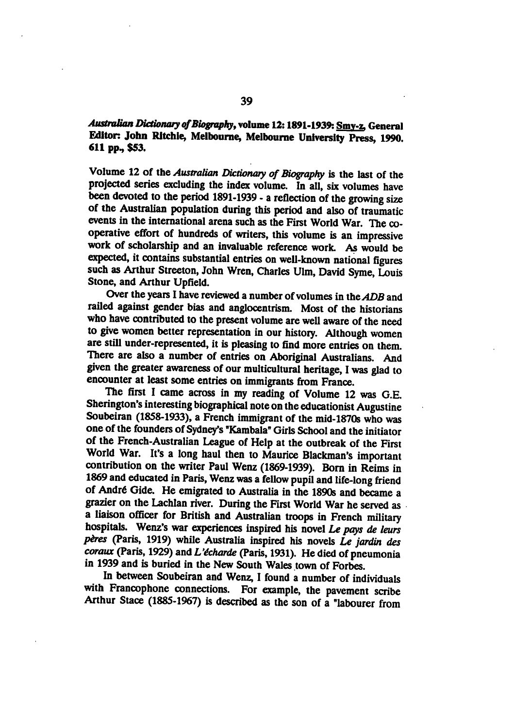***Australian Dictionary of Biography*, volume 12: 1891-1939: Smy-z, General Editor: John Ritchie, Melbourne, Melbourne University Press, 1990. 611 pp., $53.**

Volume 12 of the *Australian Dictionary of Biography* is the last of the projected series excluding the index volume. In all, six volumes have been devoted to the period 1891-1939 - a reflection of the growing size of the Australian population during this period and also of traumatic events in the international arena such as the First World War. The co-operative effort of hundreds of writers, this volume is an impressive work of scholarship and an invaluable reference work. As would be expected, it contains substantial entries on well-known national figures such as Arthur Streeton, John Wren, Charles Ulm, David Syme, Louis Stone, and Arthur Upfield.

Over the years I have reviewed a number of volumes in the *ADB* and railed against gender bias and anglocentrism. Most of the historians who have contributed to the present volume are well aware of the need to give women better representation in our history. Although women are still under-represented, it is pleasing to find more entries on them. There are also a number of entries on Aboriginal Australians. And given the greater awareness of our multicultural heritage, I was glad to encounter at least some entries on immigrants from France.

The first I came across in my reading of Volume 12 was G.E. Sherington's interesting biographical note on the educationist Augustine Soubeiran (1858-1933), a French immigrant of the mid-1870s who was one of the founders of Sydney's "Kambala" Girls School and the initiator of the French-Australian League of Help at the outbreak of the First World War. It's a long haul then to Maurice Blackman's important contribution on the writer Paul Wenz (1869-1939). Born in Reims in 1869 and educated in Paris, Wenz was a fellow pupil and life-long friend of André Gide. He emigrated to Australia in the 1890s and became a grazier on the Lachlan river. During the First World War he served as a liaison officer for British and Australian troops in French military hospitals. Wenz's war experiences inspired his novel *Le pays de leurs pères* (Paris, 1919) while Australia inspired his novels *Le jardin des coraux* (Paris, 1929) and *L'écharde* (Paris, 1931). He died of pneumonia in 1939 and is buried in the New South Wales town of Forbes.

In between Soubeiran and Wenz, I found a number of individuals with Francophone connections. For example, the pavement scribe Arthur Stace (1885-1967) is described as the son of a "labourer from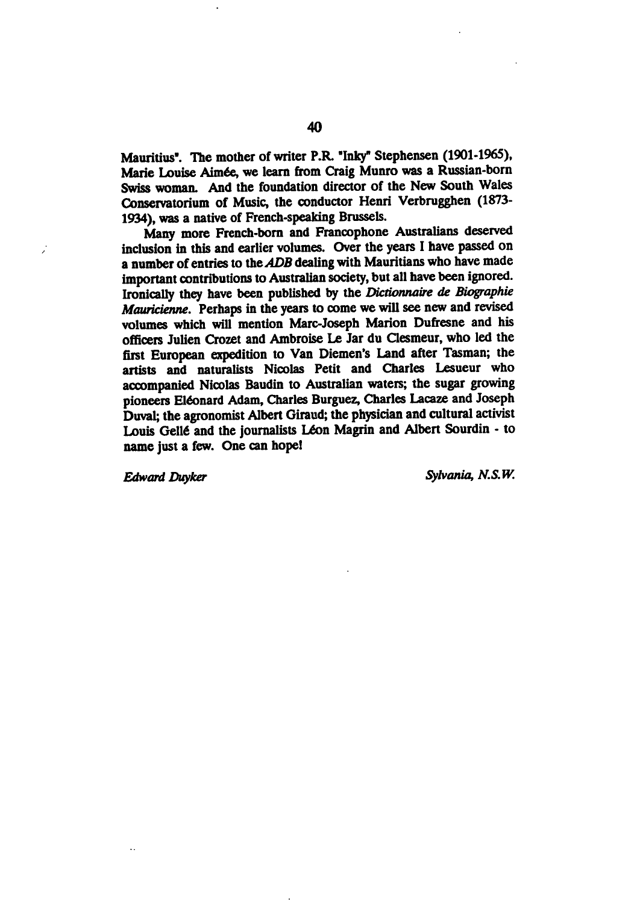Mauritius". The mother of writer P.R. "Inky" Stephensen (1901-1965), Marie Louise Aimée, we learn from Craig Munro was a Russian-born Swiss woman. And the foundation director of the New South Wales Conservatorium of Music, the conductor Henri Verbrugghen (1873-1934), was a native of French-speaking Brussels.

Many more French-born and Francophone Australians deserved inclusion in this and earlier volumes. Over the years I have passed on a number of entries to the *ADB* dealing with Mauritians who have made important contributions to Australian society, but all have been ignored. Ironically they have been published by the *Dictionnaire de Biographie Mauricienne*. Perhaps in the years to come we will see new and revised volumes which will mention Marc-Joseph Marion Dufresne and his officers Julien Crozet and Ambroise Le Jar du Clesmeur, who led the first European expedition to Van Diemen's Land after Tasman; the artists and naturalists Nicolas Petit and Charles Lesueur who accompanied Nicolas Baudin to Australian waters; the sugar growing pioneers Eléonard Adam, Charles Burguez, Charles Lacaze and Joseph Duval; the agronomist Albert Giraud; the physician and cultural activist Louis Gellé and the journalists Léon Magrin and Albert Sourdin - to name just a few. One can hope!

*Edward Duyker* *Sylvania, N.S.W.*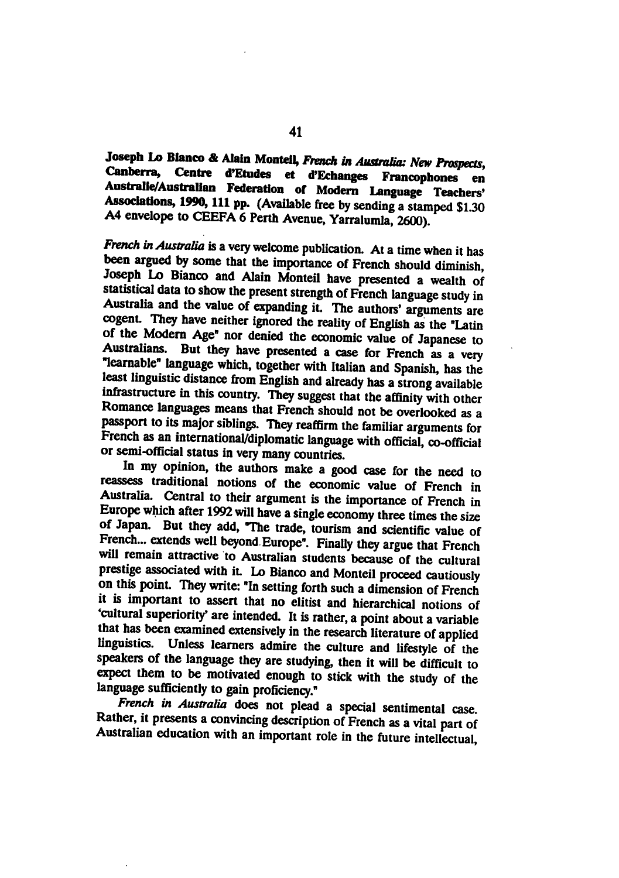**Joseph Lo Bianco & Alain Monteil, *French in Australia: New Prospects*, Canberra, Centre d'Etudes et d'Echanges Francophones en Australie/Australian Federation of Modern Language Teachers' Associations, 1990, 111 pp.** (Available free by sending a stamped $1.30 A4 envelope to CEEFA 6 Perth Avenue, Yarralumla, 2600).

*French in Australia* is a very welcome publication. At a time when it has been argued by some that the importance of French should diminish, Joseph Lo Bianco and Alain Monteil have presented a wealth of statistical data to show the present strength of French language study in Australia and the value of expanding it. The authors' arguments are cogent. They have neither ignored the reality of English as the "Latin of the Modern Age" nor denied the economic value of Japanese to Australians. But they have presented a case for French as a very "learnable" language which, together with Italian and Spanish, has the least linguistic distance from English and already has a strong available infrastructure in this country. They suggest that the affinity with other Romance languages means that French should not be overlooked as a passport to its major siblings. They reaffirm the familiar arguments for French as an international/diplomatic language with official, co-official or semi-official status in very many countries.

In my opinion, the authors make a good case for the need to reassess traditional notions of the economic value of French in Australia. Central to their argument is the importance of French in Europe which after 1992 will have a single economy three times the size of Japan. But they add, "The trade, tourism and scientific value of French... extends well beyond Europe". Finally they argue that French will remain attractive to Australian students because of the cultural prestige associated with it. Lo Bianco and Monteil proceed cautiously on this point. They write: "In setting forth such a dimension of French it is important to assert that no elitist and hierarchical notions of 'cultural superiority' are intended. It is rather, a point about a variable that has been examined extensively in the research literature of applied linguistics. Unless learners admire the culture and lifestyle of the speakers of the language they are studying, then it will be difficult to expect them to be motivated enough to stick with the study of the language sufficiently to gain proficiency."

*French in Australia* does not plead a special sentimental case. Rather, it presents a convincing description of French as a vital part of Australian education with an important role in the future intellectual,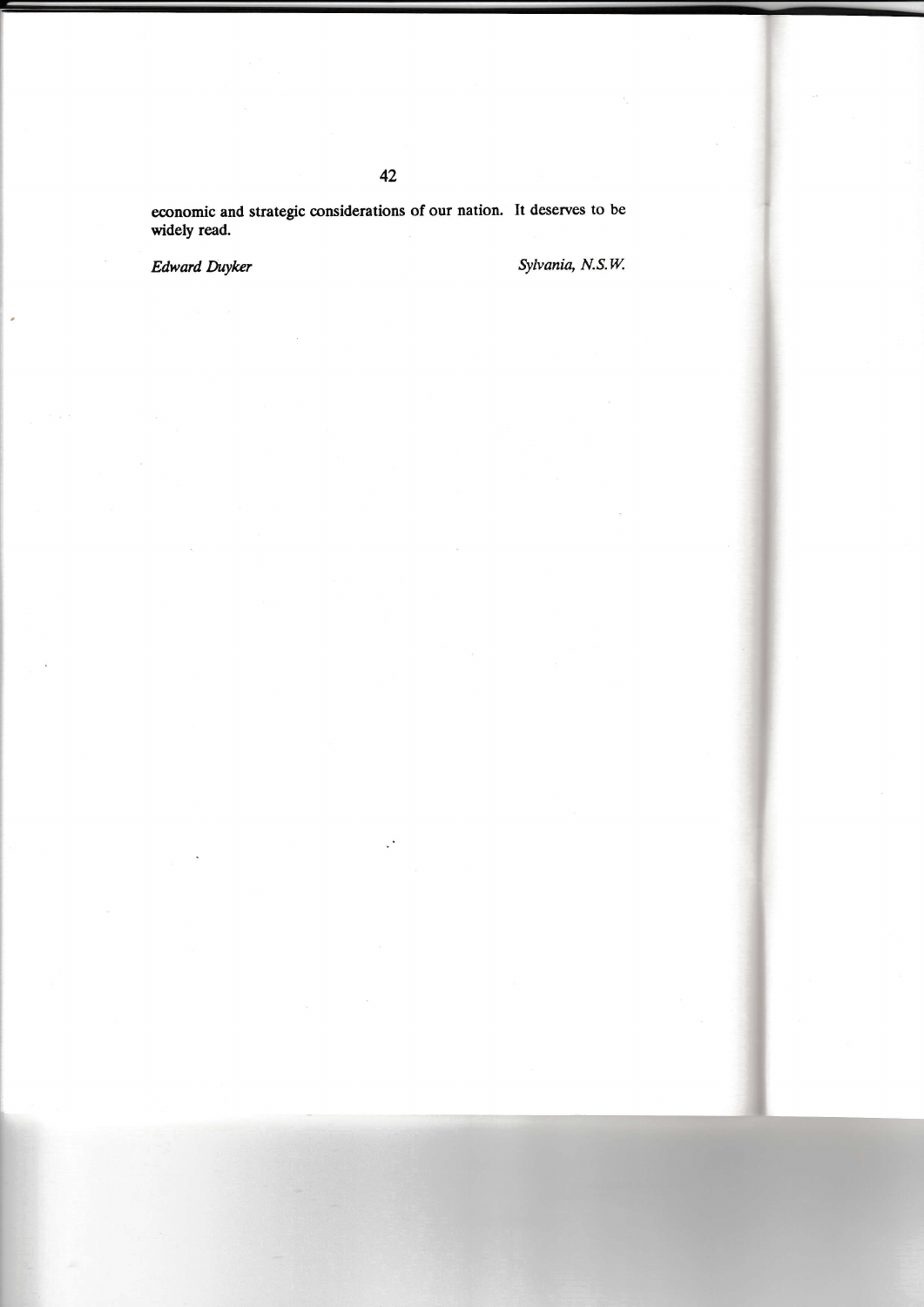economic and strategic considerations of our nation. It deserves to be widely read.

*Edward Duyker* *Sylvania, N.S.W.*